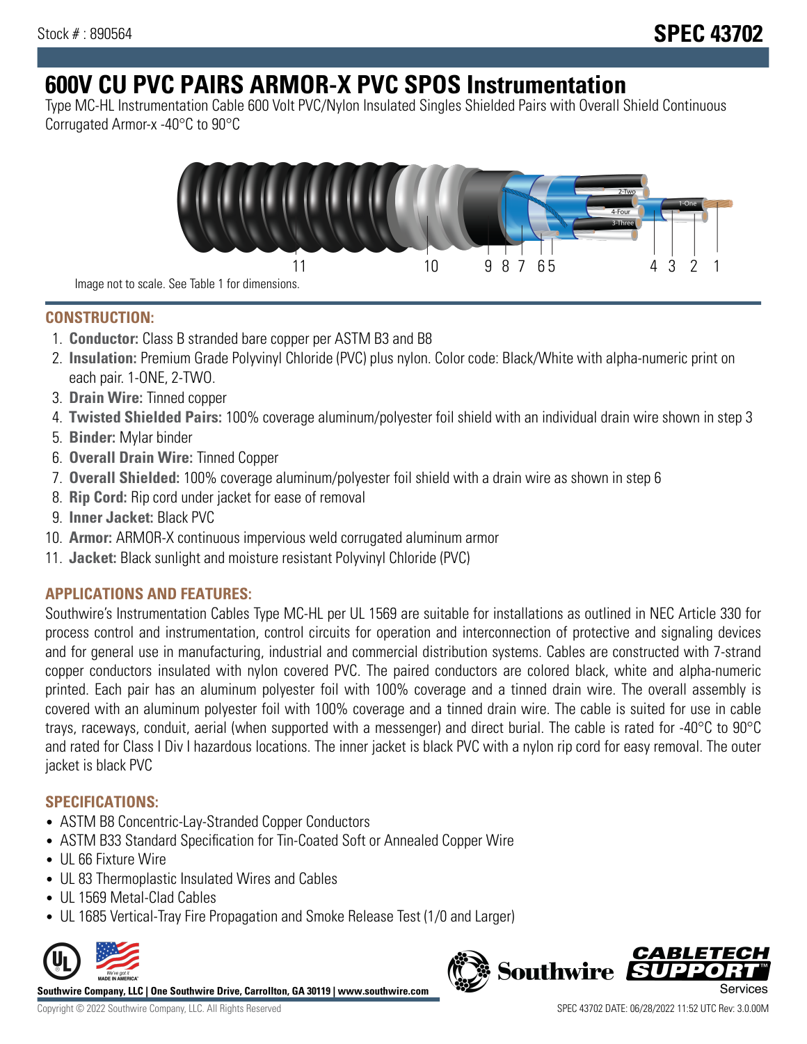Stock # : 890564

# SPEC 43702

# 600V CU PVC PAIRS ARMOR-X PVC SPOS Instrumentation

Type MC-HL Instrumentation Cable 600 Volt PVC/Nylon Insulated Singles Shielded Pairs with Overall Shield Continuous Corrugated Armor-x -40°C to 90°C

Image not to scale. See Table 1 for dimensions.

## CONSTRUCTION:

1. **Conductor:** Class B stranded bare copper per ASTM B3 and B8
2. **Insulation:** Premium Grade Polyvinyl Chloride (PVC) plus nylon. Color code: Black/White with alpha-numeric print on each pair. 1-ONE, 2-TWO.
3. **Drain Wire:** Tinned copper
4. **Twisted Shielded Pairs:** 100% coverage aluminum/polyester foil shield with an individual drain wire shown in step 3
5. **Binder:** Mylar binder
6. **Overall Drain Wire:** Tinned Copper
7. **Overall Shielded:** 100% coverage aluminum/polyester foil shield with a drain wire as shown in step 6
8. **Rip Cord:** Rip cord under jacket for ease of removal
9. **Inner Jacket:** Black PVC
10. **Armor:** ARMOR-X continuous impervious weld corrugated aluminum armor
11. **Jacket:** Black sunlight and moisture resistant Polyvinyl Chloride (PVC)

## APPLICATIONS AND FEATURES:

Southwire's Instrumentation Cables Type MC-HL per UL 1569 are suitable for installations as outlined in NEC Article 330 for process control and instrumentation, control circuits for operation and interconnection of protective and signaling devices and for general use in manufacturing, industrial and commercial distribution systems. Cables are constructed with 7-strand copper conductors insulated with nylon covered PVC. The paired conductors are colored black, white and alpha-numeric printed. Each pair has an aluminum polyester foil with 100% coverage and a tinned drain wire. The overall assembly is covered with an aluminum polyester foil with 100% coverage and a tinned drain wire. The cable is suited for use in cable trays, raceways, conduit, aerial (when supported with a messenger) and direct burial. The cable is rated for -40°C to 90°C and rated for Class I Div I hazardous locations. The inner jacket is black PVC with a nylon rip cord for easy removal. The outer jacket is black PVC

## SPECIFICATIONS:

- ASTM B8 Concentric-Lay-Stranded Copper Conductors
- ASTM B33 Standard Specification for Tin-Coated Soft or Annealed Copper Wire
- UL 66 Fixture Wire
- UL 83 Thermoplastic Insulated Wires and Cables
- UL 1569 Metal-Clad Cables
- UL 1685 Vertical-Tray Fire Propagation and Smoke Release Test (1/0 and Larger)

**Southwire Company, LLC | One Southwire Drive, Carrollton, GA 30119 | www.southwire.com**

Copyright © 2022 Southwire Company, LLC. All Rights Reserved

SPEC 43702 DATE: 06/28/2022 11:52 UTC Rev: 3.0.00M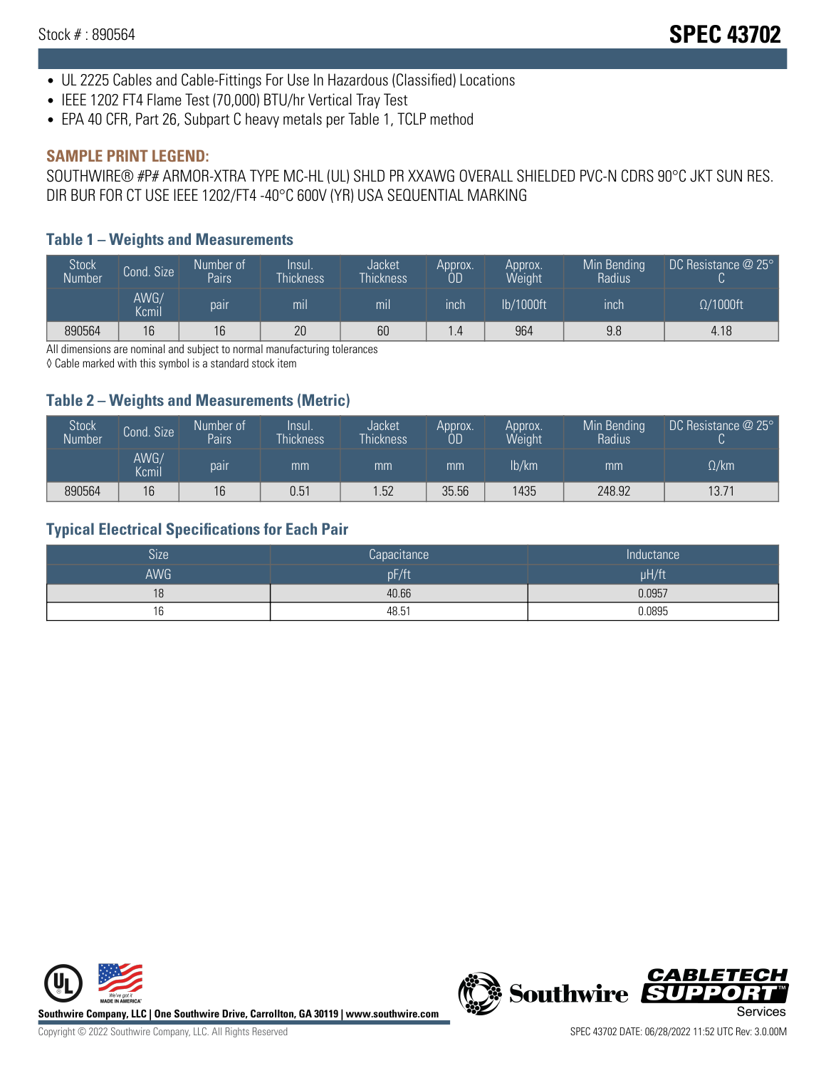- UL 2225 Cables and Cable-Fittings For Use In Hazardous (Classified) Locations
- IEEE 1202 FT4 Flame Test (70,000) BTU/hr Vertical Tray Test
- EPA 40 CFR, Part 26, Subpart C heavy metals per Table 1, TCLP method

### SAMPLE PRINT LEGEND:

SOUTHWIRE® #P# ARMOR-XTRA TYPE MC-HL (UL) SHLD PR XXAWG OVERALL SHIELDED PVC-N CDRS 90°C JKT SUN RES. DIR BUR FOR CT USE IEEE 1202/FT4 -40°C 600V (YR) USA SEQUENTIAL MARKING

### Table 1 – Weights and Measurements

| Stock Number | Cond. Size | Number of Pairs | Insul. Thickness | Jacket Thickness | Approx. OD | Approx. Weight | Min Bending Radius | DC Resistance @ 25° C |
|---|---|---|---|---|---|---|---|---|
| | AWG/ Kcmil | pair | mil | mil | inch | lb/1000ft | inch | Ω/1000ft |
| 890564 | 16 | 16 | 20 | 60 | 1.4 | 964 | 9.8 | 4.18 |

All dimensions are nominal and subject to normal manufacturing tolerances

◊ Cable marked with this symbol is a standard stock item

### Table 2 – Weights and Measurements (Metric)

| Stock Number | Cond. Size | Number of Pairs | Insul. Thickness | Jacket Thickness | Approx. OD | Approx. Weight | Min Bending Radius | DC Resistance @ 25° C |
|---|---|---|---|---|---|---|---|---|
| | AWG/ Kcmil | pair | mm | mm | mm | lb/km | mm | Ω/km |
| 890564 | 16 | 16 | 0.51 | 1.52 | 35.56 | 1435 | 248.92 | 13.71 |

### Typical Electrical Specifications for Each Pair

| Size | Capacitance | Inductance |
|---|---|---|
| AWG | pF/ft | μH/ft |
| 18 | 40.66 | 0.0957 |
| 16 | 48.51 | 0.0895 |

Southwire Company, LLC | One Southwire Drive, Carrollton, GA 30119 | www.southwire.com

Copyright © 2022 Southwire Company, LLC. All Rights Reserved

SPEC 43702 DATE: 06/28/2022 11:52 UTC Rev: 3.0.00M